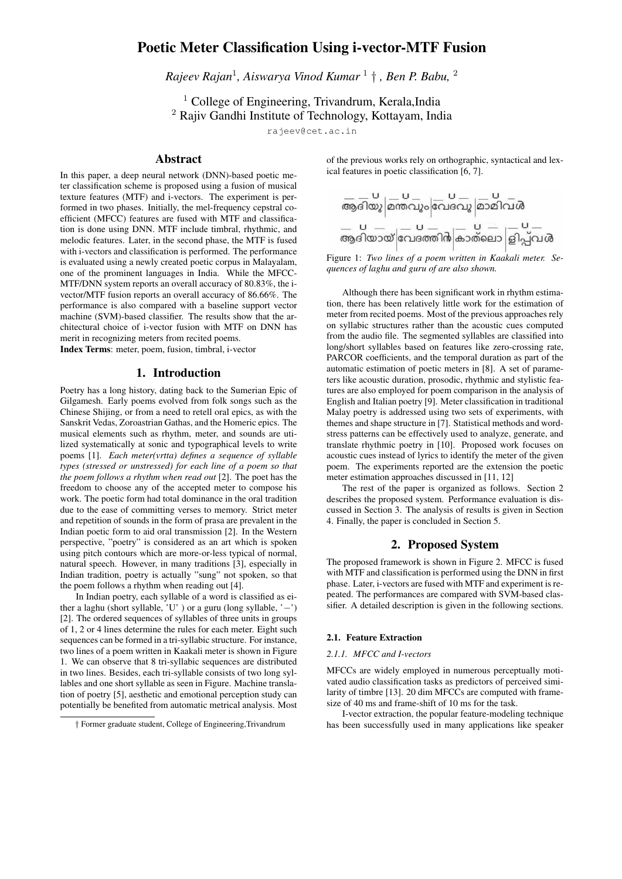# Poetic Meter Classification Using i-vector-MTF Fusion

*Rajeev Rajan*[1], *Aiswarya Vinod Kumar* [1] †, *Ben P. Babu,* [2]

[1] College of Engineering, Trivandrum, Kerala,India
[2] Rajiv Gandhi Institute of Technology, Kottayam, India

rajeev@cet.ac.in

## Abstract

In this paper, a deep neural network (DNN)-based poetic meter classification scheme is proposed using a fusion of musical texture features (MTF) and i-vectors. The experiment is performed in two phases. Initially, the mel-frequency cepstral coefficient (MFCC) features are fused with MTF and classification is done using DNN. MTF include timbral, rhythmic, and melodic features. Later, in the second phase, the MTF is fused with i-vectors and classification is performed. The performance is evaluated using a newly created poetic corpus in Malayalam, one of the prominent languages in India. While the MFCC-MTF/DNN system reports an overall accuracy of 80.83%, the i-vector/MTF fusion reports an overall accuracy of 86.66%. The performance is also compared with a baseline support vector machine (SVM)-based classifier. The results show that the architectural choice of i-vector fusion with MTF on DNN has merit in recognizing meters from recited poems.

**Index Terms**: meter, poem, fusion, timbral, i-vector

## 1. Introduction

Poetry has a long history, dating back to the Sumerian Epic of Gilgamesh. Early poems evolved from folk songs such as the Chinese Shijing, or from a need to retell oral epics, as with the Sanskrit Vedas, Zoroastrian Gathas, and the Homeric epics. The musical elements such as rhythm, meter, and sounds are utilized systematically at sonic and typographical levels to write poems [1]. *Each meter(vrtta) defines a sequence of syllable types (stressed or unstressed) for each line of a poem so that the poem follows a rhythm when read out* [2]. The poet has the freedom to choose any of the accepted meter to compose his work. The poetic form had total dominance in the oral tradition due to the ease of committing verses to memory. Strict meter and repetition of sounds in the form of prasa are prevalent in the Indian poetic form to aid oral transmission [2]. In the Western perspective, "poetry" is considered as an art which is spoken using pitch contours which are more-or-less typical of normal, natural speech. However, in many traditions [3], especially in Indian tradition, poetry is actually "sung" not spoken, so that the poem follows a rhythm when reading out [4].

In Indian poetry, each syllable of a word is classified as either a laghu (short syllable, 'U' ) or a guru (long syllable, '−') [2]. The ordered sequences of syllables of three units in groups of 1, 2 or 4 lines determine the rules for each meter. Eight such sequences can be formed in a tri-syllabic structure. For instance, two lines of a poem written in Kaakali meter is shown in Figure 1. We can observe that 8 tri-syllabic sequences are distributed in two lines. Besides, each tri-syllable consists of two long syllables and one short syllable as seen in Figure. Machine translation of poetry [5], aesthetic and emotional perception study can potentially be benefited from automatic metrical analysis. Most of the previous works rely on orthographic, syntactical and lexical features in poetic classification [6, 7].

— — U | — U — | — U — | — U —
ആദിയു | മന്തവും | വേദവു | മാമിവൾ
— U — | — U — | — U — | — U —
ആദിയായ് | വേദത്തിൻ | കാത്ലൊ | ളിപ്പവൾ

Figure 1: *Two lines of a poem written in Kaakali meter. Sequences of laghu and guru of are also shown.*

Although there has been significant work in rhythm estimation, there has been relatively little work for the estimation of meter from recited poems. Most of the previous approaches rely on syllabic structures rather than the acoustic cues computed from the audio file. The segmented syllables are classified into long/short syllables based on features like zero-crossing rate, PARCOR coefficients, and the temporal duration as part of the automatic estimation of poetic meters in [8]. A set of parameters like acoustic duration, prosodic, rhythmic and stylistic features are also employed for poem comparison in the analysis of English and Italian poetry [9]. Meter classification in traditional Malay poetry is addressed using two sets of experiments, with themes and shape structure in [7]. Statistical methods and word-stress patterns can be effectively used to analyze, generate, and translate rhythmic poetry in [10]. Proposed work focuses on acoustic cues instead of lyrics to identify the meter of the given poem. The experiments reported are the extension the poetic meter estimation approaches discussed in [11, 12]

The rest of the paper is organized as follows. Section 2 describes the proposed system. Performance evaluation is discussed in Section 3. The analysis of results is given in Section 4. Finally, the paper is concluded in Section 5.

## 2. Proposed System

The proposed framework is shown in Figure 2. MFCC is fused with MTF and classification is performed using the DNN in first phase. Later, i-vectors are fused with MTF and experiment is repeated. The performances are compared with SVM-based classifier. A detailed description is given in the following sections.

### 2.1. Feature Extraction

#### 2.1.1. MFCC and I-vectors

MFCCs are widely employed in numerous perceptually motivated audio classification tasks as predictors of perceived similarity of timbre [13]. 20 dim MFCCs are computed with framesize of 40 ms and frame-shift of 10 ms for the task.

I-vector extraction, the popular feature-modeling technique has been successfully used in many applications like speaker

† Former graduate student, College of Engineering,Trivandrum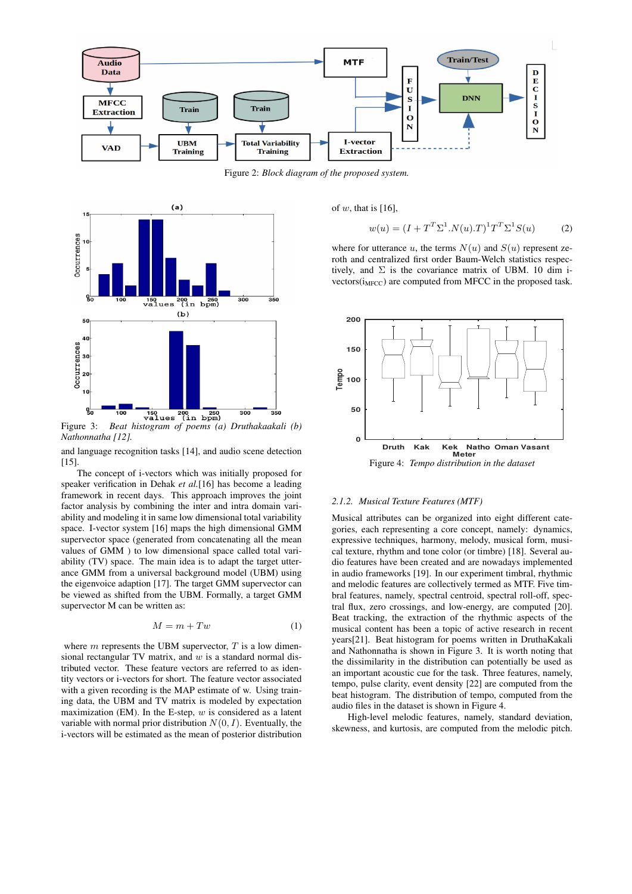Figure 2: *Block diagram of the proposed system.*

Figure 3: *Beat histogram of poems (a) Druthakaakali (b) Nathonnatha [12].*

and language recognition tasks [14], and audio scene detection [15].

The concept of i-vectors which was initially proposed for speaker verification in Dehak *et al.*[16] has become a leading framework in recent days. This approach improves the joint factor analysis by combining the inter and intra domain variability and modeling it in same low dimensional total variability space. I-vector system [16] maps the high dimensional GMM supervector space (generated from concatenating all the mean values of GMM ) to low dimensional space called total variability (TV) space. The main idea is to adapt the target utterance GMM from a universal background model (UBM) using the eigenvoice adaption [17]. The target GMM supervector can be viewed as shifted from the UBM. Formally, a target GMM supervector M can be written as:

$$M = m + Tw \tag{1}$$

where $m$ represents the UBM supervector, $T$ is a low dimensional rectangular TV matrix, and $w$ is a standard normal distributed vector. These feature vectors are referred to as identity vectors or i-vectors for short. The feature vector associated with a given recording is the MAP estimate of w. Using training data, the UBM and TV matrix is modeled by expectation maximization (EM). In the E-step, $w$ is considered as a latent variable with normal prior distribution $N(0, I)$. Eventually, the i-vectors will be estimated as the mean of posterior distribution of $w$, that is [16],

$$w(u) = (I + T^T \Sigma^1 .N(u).T)^1 T^T \Sigma^1 S(u) \tag{2}$$

where for utterance $u$, the terms $N(u)$ and $S(u)$ represent zeroth and centralized first order Baum-Welch statistics respectively, and $\Sigma$ is the covariance matrix of UBM. 10 dim i-vectors($i_{MFCC}$) are computed from MFCC in the proposed task.

Figure 4: *Tempo distribution in the dataset*

### 2.1.2. Musical Texture Features (MTF)

Musical attributes can be organized into eight different categories, each representing a core concept, namely: dynamics, expressive techniques, harmony, melody, musical form, musical texture, rhythm and tone color (or timbre) [18]. Several audio features have been created and are nowadays implemented in audio frameworks [19]. In our experiment timbral, rhythmic and melodic features are collectively termed as MTF. Five timbral features, namely, spectral centroid, spectral roll-off, spectral flux, zero crossings, and low-energy, are computed [20]. Beat tracking, the extraction of the rhythmic aspects of the musical content has been a topic of active research in recent years[21]. Beat histogram for poems written in DruthaKakali and Nathonnatha is shown in Figure 3. It is worth noting that the dissimilarity in the distribution can potentially be used as an important acoustic cue for the task. Three features, namely, tempo, pulse clarity, event density [22] are computed from the beat histogram. The distribution of tempo, computed from the audio files in the dataset is shown in Figure 4.

High-level melodic features, namely, standard deviation, skewness, and kurtosis, are computed from the melodic pitch.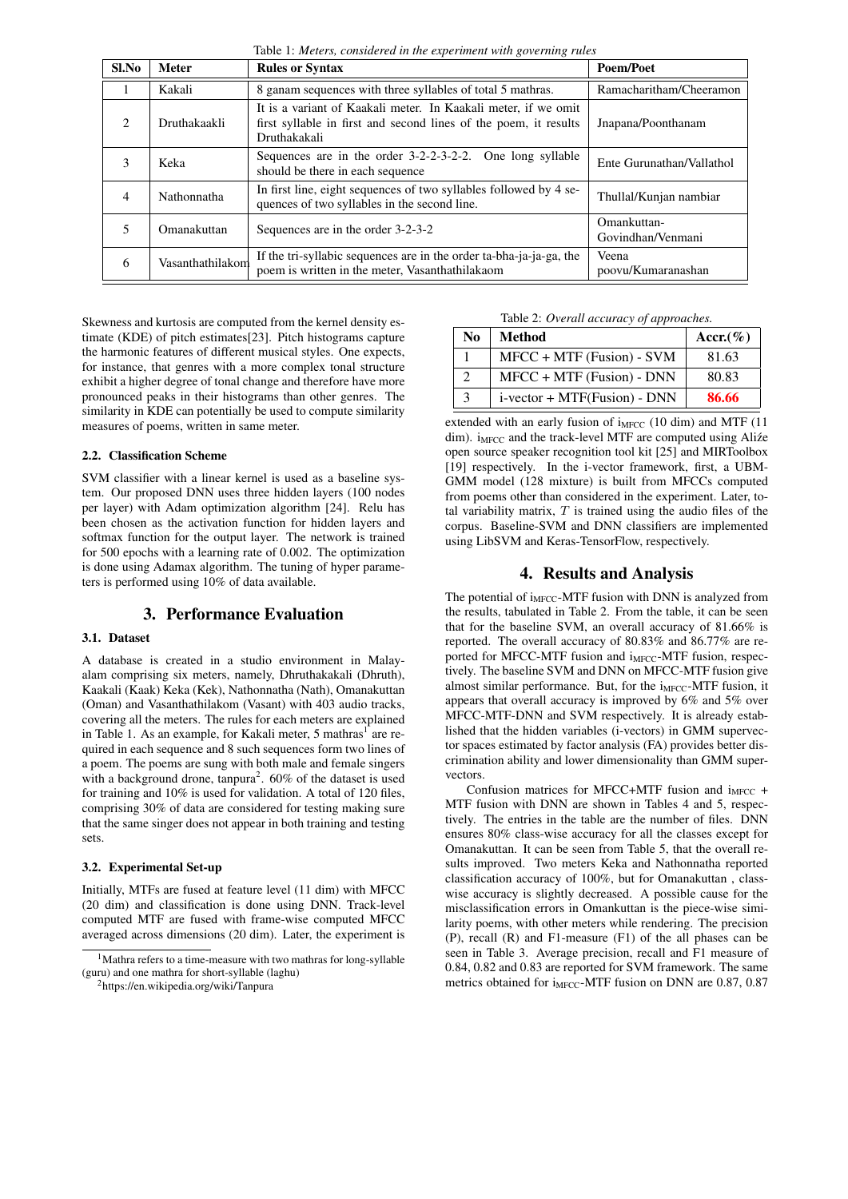Table 1: *Meters, considered in the experiment with governing rules*

| Sl.No | Meter | Rules or Syntax | Poem/Poet |
|---|---|---|---|
| 1 | Kakali | 8 ganam sequences with three syllables of total 5 mathras. | Ramacharitham/Cheeramon |
| 2 | Druthakaakli | It is a variant of Kaakali meter. In Kaakali meter, if we omit first syllable in first and second lines of the poem, it results Druthakakali | Jnapana/Poonthanam |
| 3 | Keka | Sequences are in the order 3-2-2-3-2-2. One long syllable should be there in each sequence | Ente Gurunathan/Vallathol |
| 4 | Nathonnatha | In first line, eight sequences of two syllables followed by 4 sequences of two syllables in the second line. | Thullal/Kunjan nambiar |
| 5 | Omanakuttan | Sequences are in the order 3-2-3-2 | Omankuttan-Govindhan/Venmani |
| 6 | Vasanthathilakom | If the tri-syllabic sequences are in the order ta-bha-ja-ja-ga, the poem is written in the meter, Vasanthathilakaom | Veena poovu/Kumaranashan |

Skewness and kurtosis are computed from the kernel density estimate (KDE) of pitch estimates[23]. Pitch histograms capture the harmonic features of different musical styles. One expects, for instance, that genres with a more complex tonal structure exhibit a higher degree of tonal change and therefore have more pronounced peaks in their histograms than other genres. The similarity in KDE can potentially be used to compute similarity measures of poems, written in same meter.

### 2.2. Classification Scheme

SVM classifier with a linear kernel is used as a baseline system. Our proposed DNN uses three hidden layers (100 nodes per layer) with Adam optimization algorithm [24]. Relu has been chosen as the activation function for hidden layers and softmax function for the output layer. The network is trained for 500 epochs with a learning rate of 0.002. The optimization is done using Adamax algorithm. The tuning of hyper parameters is performed using 10% of data available.

## 3. Performance Evaluation

### 3.1. Dataset

A database is created in a studio environment in Malayalam comprising six meters, namely, Dhruthakakali (Dhruth), Kaakali (Kaak) Keka (Kek), Nathonnatha (Nath), Omanakuttan (Oman) and Vasanthathilakom (Vasant) with 403 audio tracks, covering all the meters. The rules for each meters are explained in Table 1. As an example, for Kakali meter, 5 mathras[1] are required in each sequence and 8 such sequences form two lines of a poem. The poems are sung with both male and female singers with a background drone, tanpura[2]. 60% of the dataset is used for training and 10% is used for validation. A total of 120 files, comprising 30% of data are considered for testing making sure that the same singer does not appear in both training and testing sets.

### 3.2. Experimental Set-up

Initially, MTFs are fused at feature level (11 dim) with MFCC (20 dim) and classification is done using DNN. Track-level computed MTF are fused with frame-wise computed MFCC averaged across dimensions (20 dim). Later, the experiment is extended with an early fusion of $i_{MFCC}$ (10 dim) and MTF (11 dim). $i_{MFCC}$ and the track-level MTF are computed using Aliźe open source speaker recognition tool kit [25] and MIRToolbox [19] respectively. In the i-vector framework, first, a UBM-GMM model (128 mixture) is built from MFCCs computed from poems other than considered in the experiment. Later, total variability matrix, $T$ is trained using the audio files of the corpus. Baseline-SVM and DNN classifiers are implemented using LibSVM and Keras-TensorFlow, respectively.

[1] Mathra refers to a time-measure with two mathras for long-syllable (guru) and one mathra for short-syllable (laghu)

[2] https://en.wikipedia.org/wiki/Tanpura

Table 2: *Overall accuracy of approaches.*

| No | Method | Accr.(%) |
|---|---|---|
| 1 | MFCC + MTF (Fusion) - SVM | 81.63 |
| 2 | MFCC + MTF (Fusion) - DNN | 80.83 |
| 3 | i-vector + MTF(Fusion) - DNN | **86.66** |

## 4. Results and Analysis

The potential of $i_{MFCC}$-MTF fusion with DNN is analyzed from the results, tabulated in Table 2. From the table, it can be seen that for the baseline SVM, an overall accuracy of 81.66% is reported. The overall accuracy of 80.83% and 86.77% are reported for MFCC-MTF fusion and $i_{MFCC}$-MTF fusion, respectively. The baseline SVM and DNN on MFCC-MTF fusion give almost similar performance. But, for the $i_{MFCC}$-MTF fusion, it appears that overall accuracy is improved by 6% and 5% over MFCC-MTF-DNN and SVM respectively. It is already established that the hidden variables (i-vectors) in GMM supervector spaces estimated by factor analysis (FA) provides better discrimination ability and lower dimensionality than GMM supervectors.

Confusion matrices for MFCC+MTF fusion and $i_{MFCC}$ + MTF fusion with DNN are shown in Tables 4 and 5, respectively. The entries in the table are the number of files. DNN ensures 80% class-wise accuracy for all the classes except for Omanakuttan. It can be seen from Table 5, that the overall results improved. Two meters Keka and Nathonnatha reported classification accuracy of 100%, but for Omanakuttan , class-wise accuracy is slightly decreased. A possible cause for the misclassification errors in Omankuttan is the piece-wise similarity poems, with other meters while rendering. The precision (P), recall (R) and F1-measure (F1) of the all phases can be seen in Table 3. Average precision, recall and F1 measure of 0.84, 0.82 and 0.83 are reported for SVM framework. The same metrics obtained for $i_{MFCC}$-MTF fusion on DNN are 0.87, 0.87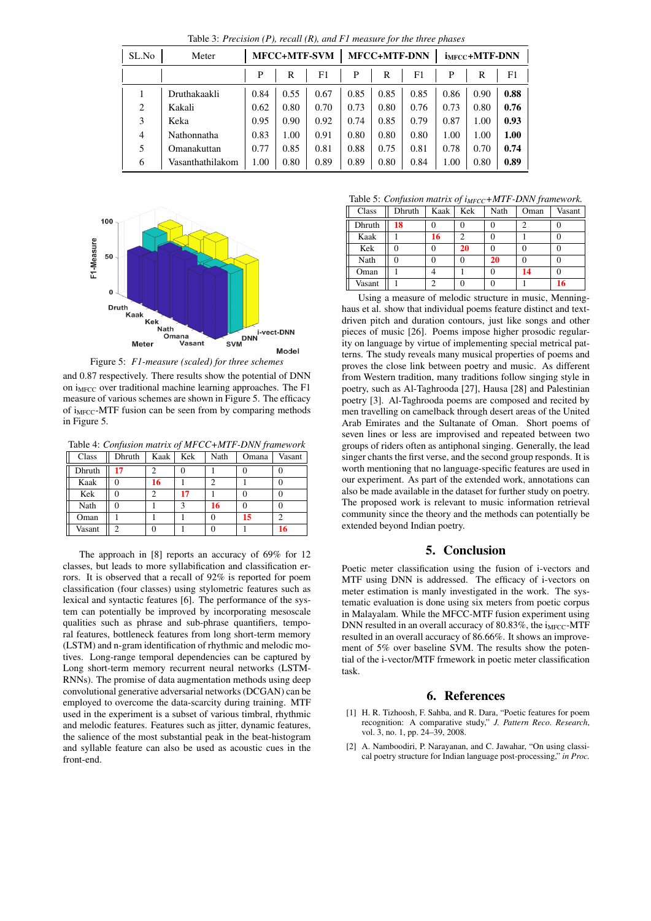Table 3: *Precision (P), recall (R), and F1 measure for the three phases*

| SL.No | Meter | MFCC+MTF-SVM | | | MFCC+MTF-DNN | | | $i_{MFCC}$+MTF-DNN | | |
|---|---|---|---|---|---|---|---|---|---|---|
| | | P | R | F1 | P | R | F1 | P | R | F1 |
| 1 | Druthakaakli | 0.84 | 0.55 | 0.67 | 0.85 | 0.85 | 0.85 | 0.86 | 0.90 | **0.88** |
| 2 | Kakali | 0.62 | 0.80 | 0.70 | 0.73 | 0.80 | 0.76 | 0.73 | 0.80 | **0.76** |
| 3 | Keka | 0.95 | 0.90 | 0.92 | 0.74 | 0.85 | 0.79 | 0.87 | 1.00 | **0.93** |
| 4 | Nathonnatha | 0.83 | 1.00 | 0.91 | 0.80 | 0.80 | 0.80 | 1.00 | 1.00 | **1.00** |
| 5 | Omanakuttan | 0.77 | 0.85 | 0.81 | 0.88 | 0.75 | 0.81 | 0.78 | 0.70 | **0.74** |
| 6 | Vasanthathilakom | 1.00 | 0.80 | 0.89 | 0.89 | 0.80 | 0.84 | 1.00 | 0.80 | **0.89** |

Figure 5: *F1-measure (scaled) for three schemes*

and 0.87 respectively. There results show the potential of DNN on $i_{MFCC}$ over traditional machine learning approaches. The F1 measure of various schemes are shown in Figure 5. The efficacy of $i_{MFCC}$-MTF fusion can be seen from by comparing methods in Figure 5.

Table 4: *Confusion matrix of MFCC+MTF-DNN framework*

| Class | Dhruth | Kaak | Kek | Nath | Omana | Vasant |
|---|---|---|---|---|---|---|
| Dhruth | **17** | 2 | 0 | 1 | 0 | 0 |
| Kaak | 0 | **16** | 1 | 2 | 1 | 0 |
| Kek | 0 | 2 | **17** | 1 | 0 | 0 |
| Nath | 0 | 1 | 3 | **16** | 0 | 0 |
| Oman | 1 | 1 | 1 | 0 | **15** | 2 |
| Vasant | 2 | 0 | 1 | 0 | 1 | **16** |

The approach in [8] reports an accuracy of 69% for 12 classes, but leads to more syllabification and classification errors. It is observed that a recall of 92% is reported for poem classification (four classes) using stylometric features such as lexical and syntactic features [6]. The performance of the system can potentially be improved by incorporating mesoscale qualities such as phrase and sub-phrase quantifiers, temporal features, bottleneck features from long short-term memory (LSTM) and n-gram identification of rhythmic and melodic motives. Long-range temporal dependencies can be captured by Long short-term memory recurrent neural networks (LSTM-RNNs). The promise of data augmentation methods using deep convolutional generative adversarial networks (DCGAN) can be employed to overcome the data-scarcity during training. MTF used in the experiment is a subset of various timbral, rhythmic and melodic features. Features such as jitter, dynamic features, the salience of the most substantial peak in the beat-histogram and syllable feature can also be used as acoustic cues in the front-end.

Table 5: *Confusion matrix of $i_{MFCC}$+MTF-DNN framework.*

| Class | Dhruth | Kaak | Kek | Nath | Oman | Vasant |
|---|---|---|---|---|---|---|
| Dhruth | **18** | 0 | 0 | 0 | 2 | 0 |
| Kaak | 1 | **16** | 2 | 0 | 1 | 0 |
| Kek | 0 | 0 | **20** | 0 | 0 | 0 |
| Nath | 0 | 0 | 0 | **20** | 0 | 0 |
| Oman | 1 | 4 | 1 | 0 | **14** | 0 |
| Vasant | 1 | 2 | 0 | 0 | 1 | **16** |

Using a measure of melodic structure in music, Menninghaus et al. show that individual poems feature distinct and text-driven pitch and duration contours, just like songs and other pieces of music [26]. Poems impose higher prosodic regularity on language by virtue of implementing special metrical patterns. The study reveals many musical properties of poems and proves the close link between poetry and music. As different from Western tradition, many traditions follow singing style in poetry, such as Al-Taghrooda [27], Hausa [28] and Palestinian poetry [3]. Al-Taghrooda poems are composed and recited by men travelling on camelback through desert areas of the United Arab Emirates and the Sultanate of Oman. Short poems of seven lines or less are improvised and repeated between two groups of riders often as antiphonal singing. Generally, the lead singer chants the first verse, and the second group responds. It is worth mentioning that no language-specific features are used in our experiment. As part of the extended work, annotations can also be made available in the dataset for further study on poetry. The proposed work is relevant to music information retrieval community since the theory and the methods can potentially be extended beyond Indian poetry.

## 5. Conclusion

Poetic meter classification using the fusion of i-vectors and MTF using DNN is addressed. The efficacy of i-vectors on meter estimation is manly investigated in the work. The systematic evaluation is done using six meters from poetic corpus in Malayalam. While the MFCC-MTF fusion experiment using DNN resulted in an overall accuracy of 80.83%, the $i_{MFCC}$-MTF resulted in an overall accuracy of 86.66%. It shows an improvement of 5% over baseline SVM. The results show the potential of the i-vector/MTF frmework in poetic meter classification task.

## 6. References

[1] H. R. Tizhoosh, F. Sahba, and R. Dara, "Poetic features for poem recognition: A comparative study," *J. Pattern Reco. Research*, vol. 3, no. 1, pp. 24–39, 2008.

[2] A. Namboodiri, P. Narayanan, and C. Jawahar, "On using classical poetry structure for Indian language post-processing," *in Proc.*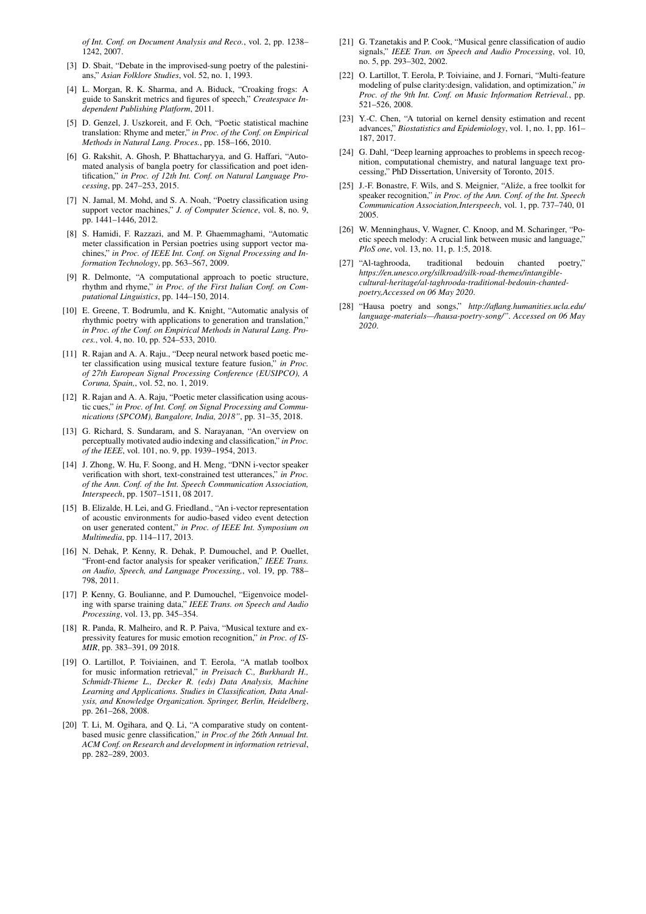*of Int. Conf. on Document Analysis and Reco.*, vol. 2, pp. 1238–1242, 2007.

[3] D. Sbait, "Debate in the improvised-sung poetry of the palestinians," *Asian Folklore Studies*, vol. 52, no. 1, 1993.

[4] L. Morgan, R. K. Sharma, and A. Biduck, "Croaking frogs: A guide to Sanskrit metrics and figures of speech," *Createspace Independent Publishing Platform*, 2011.

[5] D. Genzel, J. Uszkoreit, and F. Och, "Poetic statistical machine translation: Rhyme and meter," *in Proc. of the Conf. on Empirical Methods in Natural Lang. Proces.*, pp. 158–166, 2010.

[6] G. Rakshit, A. Ghosh, P. Bhattacharyya, and G. Haffari, "Automated analysis of bangla poetry for classification and poet identification," *in Proc. of 12th Int. Conf. on Natural Language Processing*, pp. 247–253, 2015.

[7] N. Jamal, M. Mohd, and S. A. Noah, "Poetry classification using support vector machines," *J. of Computer Science*, vol. 8, no. 9, pp. 1441–1446, 2012.

[8] S. Hamidi, F. Razzazi, and M. P. Ghaemmaghami, "Automatic meter classification in Persian poetries using support vector machines," *in Proc. of IEEE Int. Conf. on Signal Processing and Information Technology*, pp. 563–567, 2009.

[9] R. Delmonte, "A computational approach to poetic structure, rhythm and rhyme," *in Proc. of the First Italian Conf. on Computational Linguistics*, pp. 144–150, 2014.

[10] E. Greene, T. Bodrumlu, and K. Knight, "Automatic analysis of rhythmic poetry with applications to generation and translation," *in Proc. of the Conf. on Empirical Methods in Natural Lang. Proces.*, vol. 4, no. 10, pp. 524–533, 2010.

[11] R. Rajan and A. A. Raju., "Deep neural network based poetic meter classification using musical texture feature fusion," *in Proc. of 27th European Signal Processing Conference (EUSIPCO), A Coruna, Spain,*, vol. 52, no. 1, 2019.

[12] R. Rajan and A. A. Raju, "Poetic meter classification using acoustic cues," *in Proc. of Int. Conf. on Signal Processing and Communications (SPCOM), Bangalore, India, 2018"*, pp. 31–35, 2018.

[13] G. Richard, S. Sundaram, and S. Narayanan, "An overview on perceptually motivated audio indexing and classification," *in Proc. of the IEEE*, vol. 101, no. 9, pp. 1939–1954, 2013.

[14] J. Zhong, W. Hu, F. Soong, and H. Meng, "DNN i-vector speaker verification with short, text-constrained test utterances," *in Proc. of the Ann. Conf. of the Int. Speech Communication Association, Interspeech*, pp. 1507–1511, 08 2017.

[15] B. Elizalde, H. Lei, and G. Friedland., "An i-vector representation of acoustic environments for audio-based video event detection on user generated content," *in Proc. of IEEE Int. Symposium on Multimedia*, pp. 114–117, 2013.

[16] N. Dehak, P. Kenny, R. Dehak, P. Dumouchel, and P. Ouellet, "Front-end factor analysis for speaker verification," *IEEE Trans. on Audio, Speech, and Language Processing,*, vol. 19, pp. 788–798, 2011.

[17] P. Kenny, G. Boulianne, and P. Dumouchel, "Eigenvoice modeling with sparse training data," *IEEE Trans. on Speech and Audio Processing*, vol. 13, pp. 345–354.

[18] R. Panda, R. Malheiro, and R. P. Paiva, "Musical texture and expressivity features for music emotion recognition," *in Proc. of ISMIR*, pp. 383–391, 09 2018.

[19] O. Lartillot, P. Toiviainen, and T. Eerola, "A matlab toolbox for music information retrieval," *in Preisach C., Burkhardt H., Schmidt-Thieme L., Decker R. (eds) Data Analysis, Machine Learning and Applications. Studies in Classification, Data Analysis, and Knowledge Organization. Springer, Berlin, Heidelberg*, pp. 261–268, 2008.

[20] T. Li, M. Ogihara, and Q. Li, "A comparative study on content-based music genre classification," *in Proc.of the 26th Annual Int. ACM Conf. on Research and development in information retrieval*, pp. 282–289, 2003.

[21] G. Tzanetakis and P. Cook, "Musical genre classification of audio signals," *IEEE Tran. on Speech and Audio Processing*, vol. 10, no. 5, pp. 293–302, 2002.

[22] O. Lartillot, T. Eerola, P. Toiviaine, and J. Fornari, "Multi-feature modeling of pulse clarity:design, validation, and optimization," *in Proc. of the 9th Int. Conf. on Music Information Retrieval.*, pp. 521–526, 2008.

[23] Y.-C. Chen, "A tutorial on kernel density estimation and recent advances," *Biostatistics and Epidemiology*, vol. 1, no. 1, pp. 161–187, 2017.

[24] G. Dahl, "Deep learning approaches to problems in speech recognition, computational chemistry, and natural language text processing," PhD Dissertation, University of Toronto, 2015.

[25] J.-F. Bonastre, F. Wils, and S. Meignier, "Alize, a free toolkit for speaker recognition," *in Proc. of the Ann. Conf. of the Int. Speech Communication Association,Interspeech*, vol. 1, pp. 737–740, 01 2005.

[26] W. Menninghaus, V. Wagner, C. Knoop, and M. Scharinger, "Poetic speech melody: A crucial link between music and language," *PloS one*, vol. 13, no. 11, p. 1:5, 2018.

[27] "Al-taghrooda, traditional bedouin chanted poetry," *https://en.unesco.org/silkroad/silk-road-themes/intangible-cultural-heritage/al-taghrooda-traditional-bedouin-chanted-poetry,Accessed on 06 May 2020*.

[28] "Hausa poetry and songs," *http://aflang.humanities.ucla.edu/language-materials—/hausa-poetry-song/"*. *Accessed on 06 May 2020*.